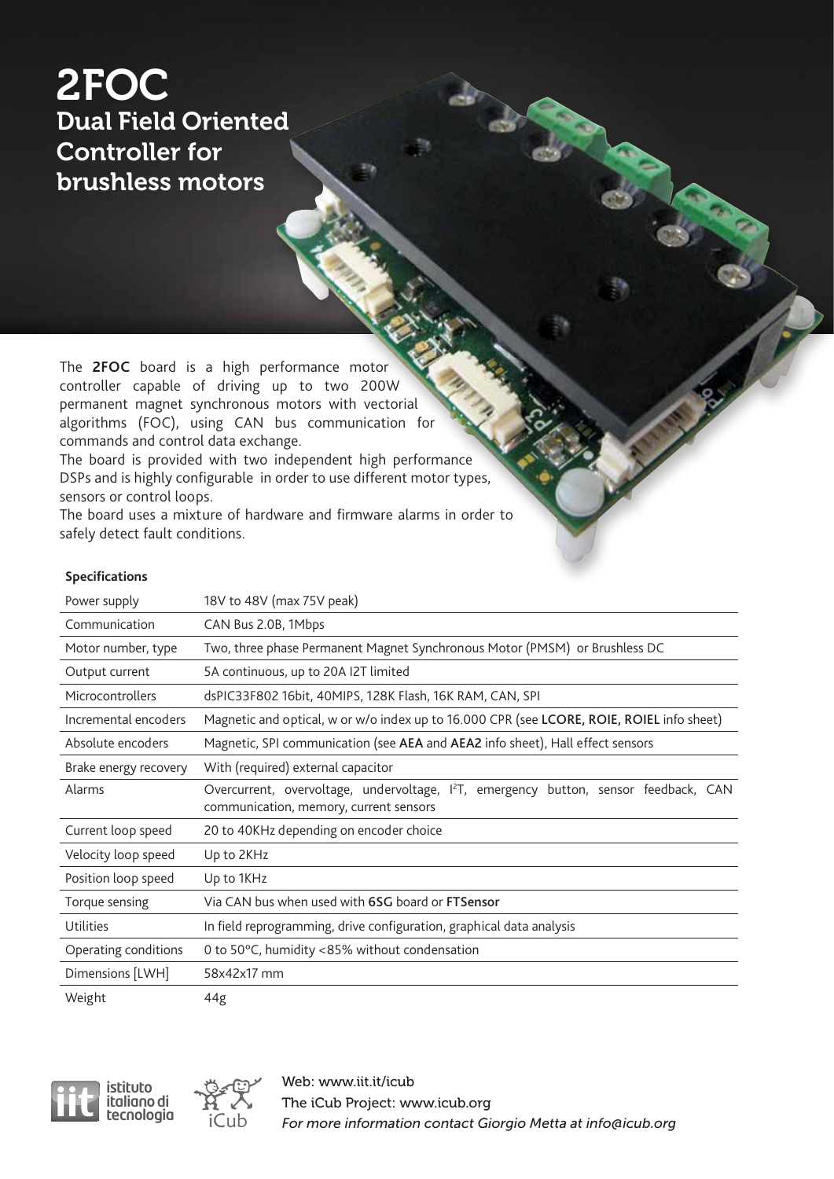# 2FOC

## Dual Field Oriented Controller for brushless motors

The **2FOC** board is a high performance motor controller capable of driving up to two 200W permanent magnet synchronous motors with vectorial algorithms (FOC), using CAN bus communication for commands and control data exchange.

The board is provided with two independent high performance DSPs and is highly configurable in order to use different motor types, sensors or control loops.

The board uses a mixture of hardware and firmware alarms in order to safely detect fault conditions.

**Specifications**

| | |
|---|---|
| Power supply | 18V to 48V (max 75V peak) |
| Communication | CAN Bus 2.0B, 1Mbps |
| Motor number, type | Two, three phase Permanent Magnet Synchronous Motor (PMSM) or Brushless DC |
| Output current | 5A continuous, up to 20A I2T limited |
| Microcontrollers | dsPIC33F802 16bit, 40MIPS, 128K Flash, 16K RAM, CAN, SPI |
| Incremental encoders | Magnetic and optical, w or w/o index up to 16.000 CPR (see **LCORE, ROIE, ROIEL** info sheet) |
| Absolute encoders | Magnetic, SPI communication (see **AEA** and **AEA2** info sheet), Hall effect sensors |
| Brake energy recovery | With (required) external capacitor |
| Alarms | Overcurrent, overvoltage, undervoltage, $I^2T$, emergency button, sensor feedback, CAN communication, memory, current sensors |
| Current loop speed | 20 to 40KHz depending on encoder choice |
| Velocity loop speed | Up to 2KHz |
| Position loop speed | Up to 1KHz |
| Torque sensing | Via CAN bus when used with **6SG** board or **FTSensor** |
| Utilities | In field reprogramming, drive configuration, graphical data analysis |
| Operating conditions | 0 to 50°C, humidity <85% without condensation |
| Dimensions [LWH] | 58x42x17 mm |
| Weight | 44g |

istituto italiano di tecnologia

iCub

Web: www.iit.it/icub
The iCub Project: www.icub.org
*For more information contact Giorgio Metta at info@icub.org*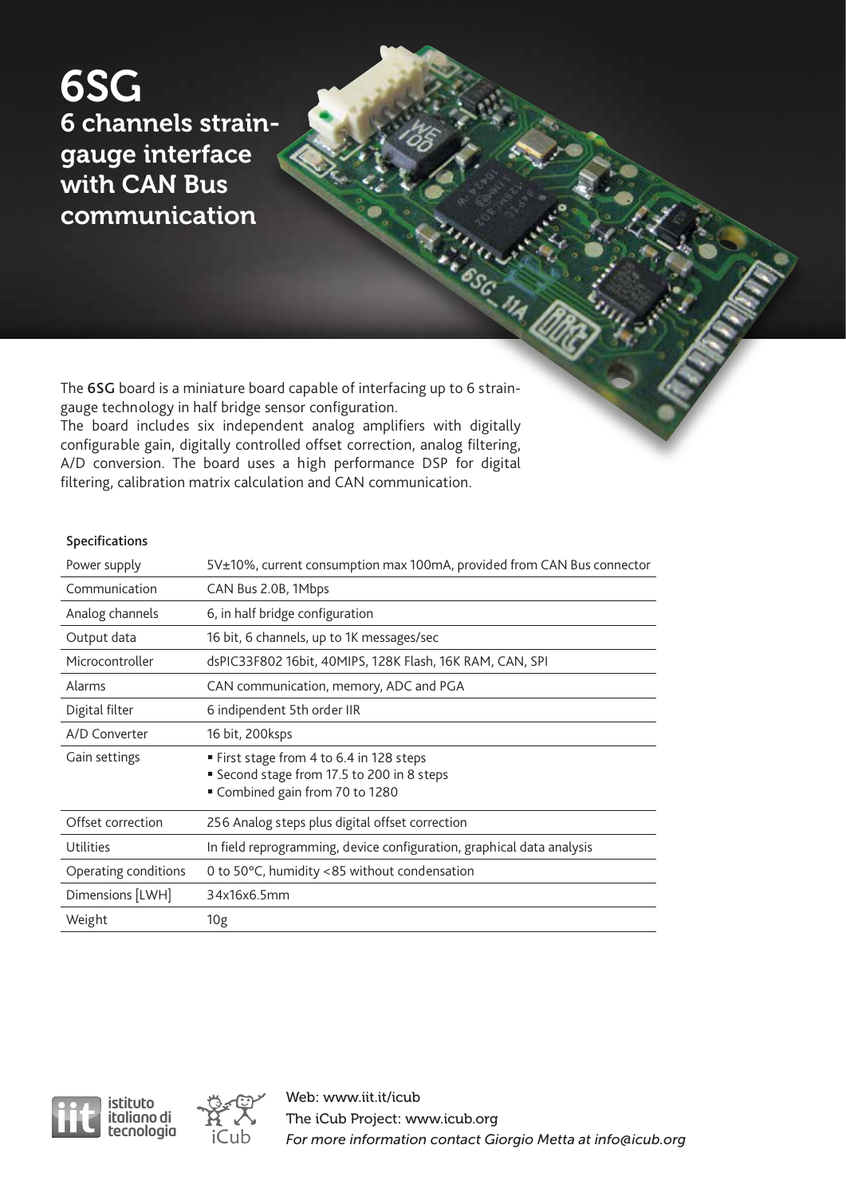# 6SG

## 6 channels strain-gauge interface with CAN Bus communication

The **6SG** board is a miniature board capable of interfacing up to 6 strain-gauge technology in half bridge sensor configuration.
The board includes six independent analog amplifiers with digitally configurable gain, digitally controlled offset correction, analog filtering, A/D conversion. The board uses a high performance DSP for digital filtering, calibration matrix calculation and CAN communication.

### Specifications

| | |
|---|---|
| Power supply | 5V±10%, current consumption max 100mA, provided from CAN Bus connector |
| Communication | CAN Bus 2.0B, 1Mbps |
| Analog channels | 6, in half bridge configuration |
| Output data | 16 bit, 6 channels, up to 1K messages/sec |
| Microcontroller | dsPIC33F802 16bit, 40MIPS, 128K Flash, 16K RAM, CAN, SPI |
| Alarms | CAN communication, memory, ADC and PGA |
| Digital filter | 6 indipendent 5th order IIR |
| A/D Converter | 16 bit, 200ksps |
| Gain settings | ▪ First stage from 4 to 6.4 in 128 steps<br>▪ Second stage from 17.5 to 200 in 8 steps<br>▪ Combined gain from 70 to 1280 |
| Offset correction | 256 Analog steps plus digital offset correction |
| Utilities | In field reprogramming, device configuration, graphical data analysis |
| Operating conditions | 0 to 50°C, humidity <85 without condensation |
| Dimensions [LWH] | 34x16x6.5mm |
| Weight | 10g |

Web: www.iit.it/icub
The iCub Project: www.icub.org
*For more information contact Giorgio Metta at info@icub.org*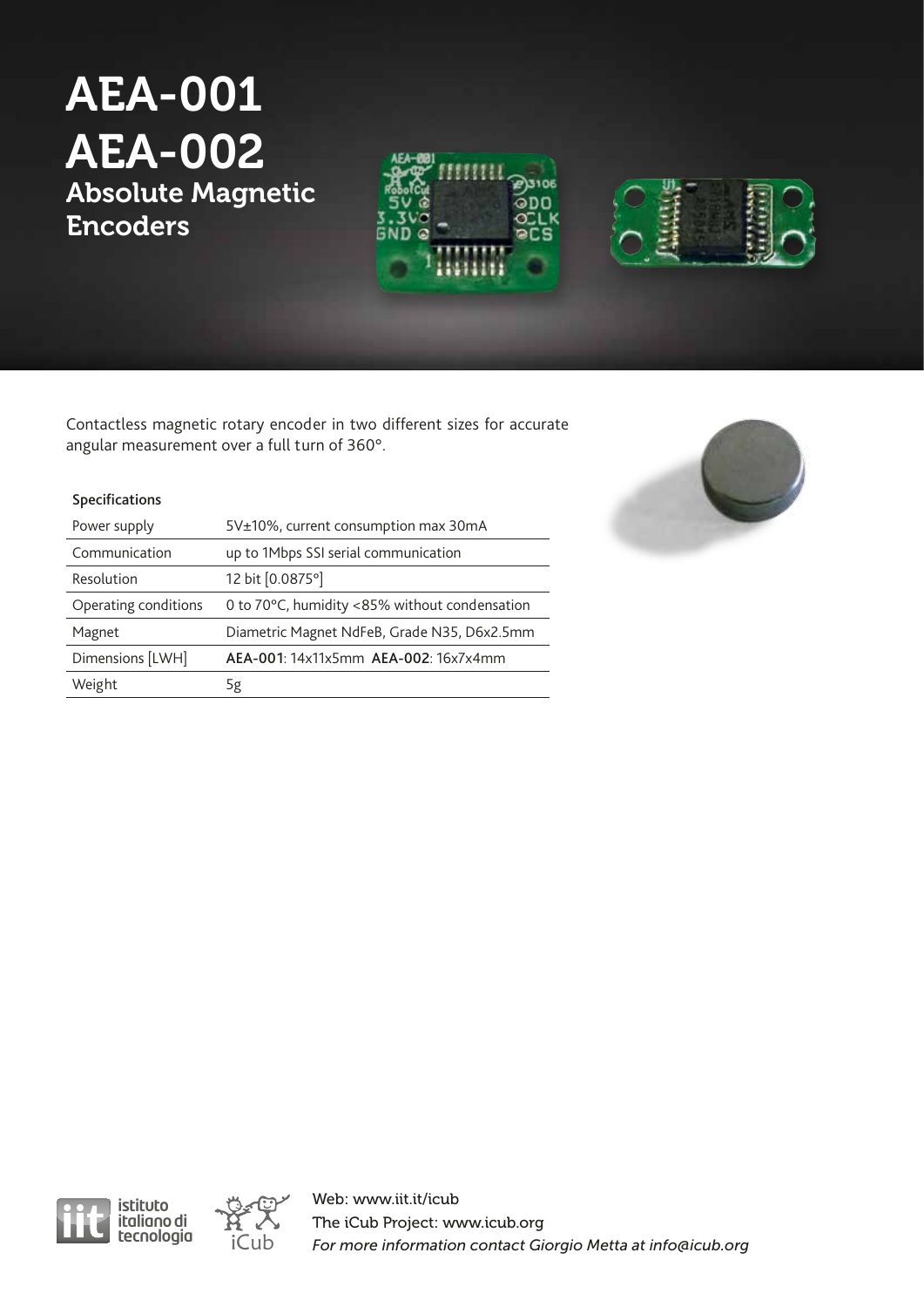# AEA-001
# AEA-002
## Absolute Magnetic Encoders

Contactless magnetic rotary encoder in two different sizes for accurate angular measurement over a full turn of 360°.

| Specifications | |
|---|---|
| Power supply | 5V±10%, current consumption max 30mA |
| Communication | up to 1Mbps SSI serial communication |
| Resolution | 12 bit [0.0875°] |
| Operating conditions | 0 to 70°C, humidity <85% without condensation |
| Magnet | Diametric Magnet NdFeB, Grade N35, D6x2.5mm |
| Dimensions [LWH] | **AEA-001**: 14x11x5mm **AEA-002**: 16x7x4mm |
| Weight | 5g |

Web: www.iit.it/icub
The iCub Project: www.icub.org
*For more information contact Giorgio Metta at info@icub.org*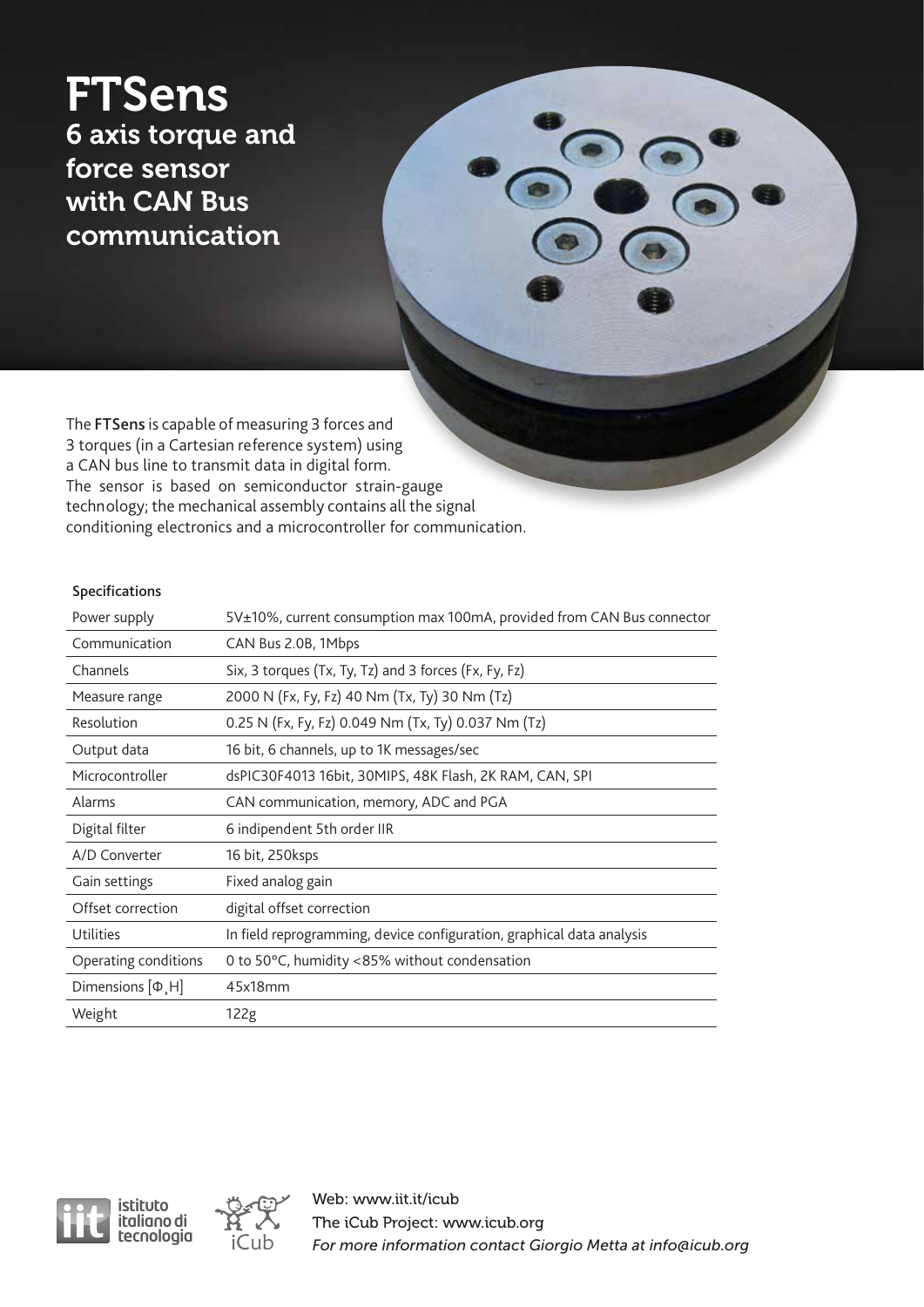# FTSens

## 6 axis torque and force sensor with CAN Bus communication

The **FTSens** is capable of measuring 3 forces and 3 torques (in a Cartesian reference system) using a CAN bus line to transmit data in digital form. The sensor is based on semiconductor strain-gauge technology; the mechanical assembly contains all the signal conditioning electronics and a microcontroller for communication.

### Specifications

| | |
|---|---|
| Power supply | 5V±10%, current consumption max 100mA, provided from CAN Bus connector |
| Communication | CAN Bus 2.0B, 1Mbps |
| Channels | Six, 3 torques (Tx, Ty, Tz) and 3 forces (Fx, Fy, Fz) |
| Measure range | 2000 N (Fx, Fy, Fz) 40 Nm (Tx, Ty) 30 Nm (Tz) |
| Resolution | 0.25 N (Fx, Fy, Fz) 0.049 Nm (Tx, Ty) 0.037 Nm (Tz) |
| Output data | 16 bit, 6 channels, up to 1K messages/sec |
| Microcontroller | dsPIC30F4013 16bit, 30MIPS, 48K Flash, 2K RAM, CAN, SPI |
| Alarms | CAN communication, memory, ADC and PGA |
| Digital filter | 6 indipendent 5th order IIR |
| A/D Converter | 16 bit, 250ksps |
| Gain settings | Fixed analog gain |
| Offset correction | digital offset correction |
| Utilities | In field reprogramming, device configuration, graphical data analysis |
| Operating conditions | 0 to 50°C, humidity <85% without condensation |
| Dimensions [Φ¸H] | 45x18mm |
| Weight | 122g |

istituto italiano di tecnologia

iCub

Web: www.iit.it/icub
The iCub Project: www.icub.org
*For more information contact Giorgio Metta at info@icub.org*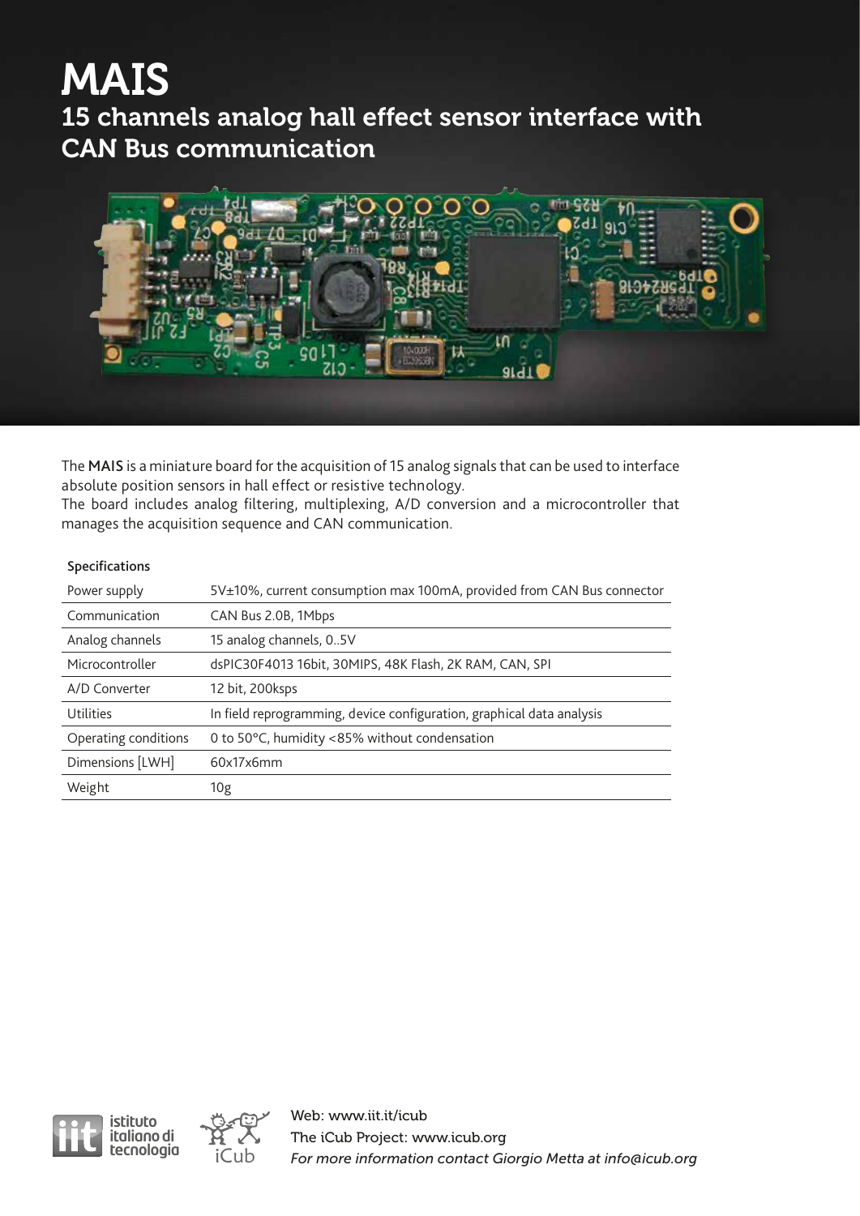# MAIS

## 15 channels analog hall effect sensor interface with CAN Bus communication

The **MAIS** is a miniature board for the acquisition of 15 analog signals that can be used to interface absolute position sensors in hall effect or resistive technology.
The board includes analog filtering, multiplexing, A/D conversion and a microcontroller that manages the acquisition sequence and CAN communication.

**Specifications**

| | |
|---|---|
| Power supply | 5V±10%, current consumption max 100mA, provided from CAN Bus connector |
| Communication | CAN Bus 2.0B, 1Mbps |
| Analog channels | 15 analog channels, 0..5V |
| Microcontroller | dsPIC30F4013 16bit, 30MIPS, 48K Flash, 2K RAM, CAN, SPI |
| A/D Converter | 12 bit, 200ksps |
| Utilities | In field reprogramming, device configuration, graphical data analysis |
| Operating conditions | 0 to 50°C, humidity <85% without condensation |
| Dimensions [LWH] | 60x17x6mm |
| Weight | 10g |

istituto italiano di tecnologia

iCub

Web: www.iit.it/icub
The iCub Project: www.icub.org
*For more information contact Giorgio Metta at info@icub.org*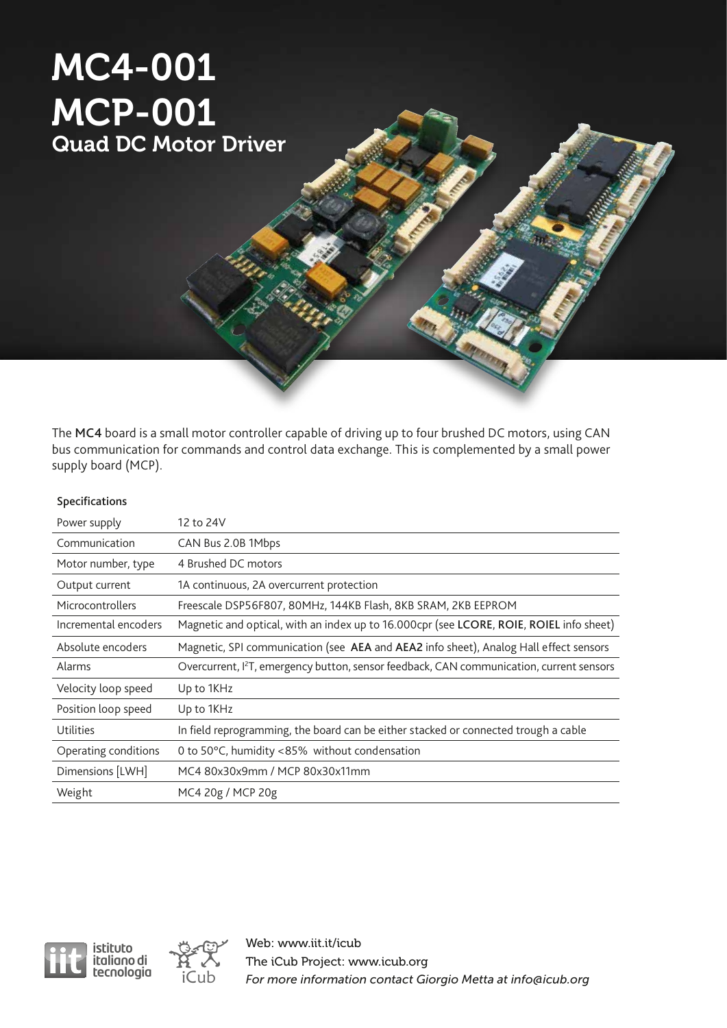# MC4-001
# MCP-001
## Quad DC Motor Driver

The **MC4** board is a small motor controller capable of driving up to four brushed DC motors, using CAN bus communication for commands and control data exchange. This is complemented by a small power supply board (MCP).

| Specifications | |
|---|---|
| Power supply | 12 to 24V |
| Communication | CAN Bus 2.0B 1Mbps |
| Motor number, type | 4 Brushed DC motors |
| Output current | 1A continuous, 2A overcurrent protection |
| Microcontrollers | Freescale DSP56F807, 80MHz, 144KB Flash, 8KB SRAM, 2KB EEPROM |
| Incremental encoders | Magnetic and optical, with an index up to 16.000cpr (see **LCORE**, **ROIE**, **ROIEL** info sheet) |
| Absolute encoders | Magnetic, SPI communication (see **AEA** and **AEA2** info sheet), Analog Hall effect sensors |
| Alarms | Overcurrent, $I^2T$, emergency button, sensor feedback, CAN communication, current sensors |
| Velocity loop speed | Up to 1KHz |
| Position loop speed | Up to 1KHz |
| Utilities | In field reprogramming, the board can be either stacked or connected trough a cable |
| Operating conditions | 0 to 50°C, humidity <85% without condensation |
| Dimensions [LWH] | MC4 80x30x9mm / MCP 80x30x11mm |
| Weight | MC4 20g / MCP 20g |

istituto italiano di tecnologia

iCub

Web: www.iit.it/icub
The iCub Project: www.icub.org
*For more information contact Giorgio Metta at info@icub.org*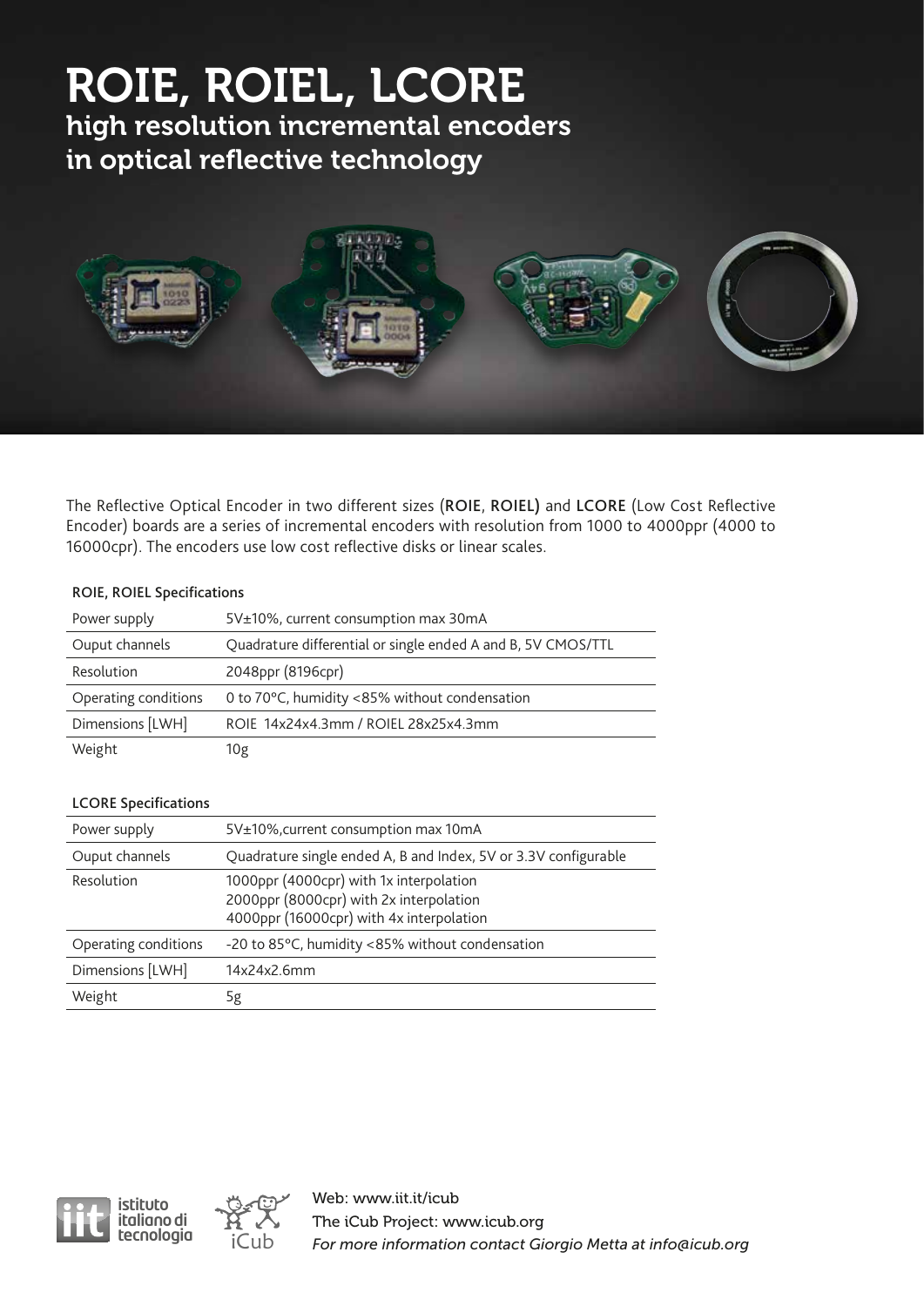# ROIE, ROIEL, LCORE

## high resolution incremental encoders in optical reflective technology

The Reflective Optical Encoder in two different sizes (**ROIE**, **ROIEL**) and **LCORE** (Low Cost Reflective Encoder) boards are a series of incremental encoders with resolution from 1000 to 4000ppr (4000 to 16000cpr). The encoders use low cost reflective disks or linear scales.

### ROIE, ROIEL Specifications

| | |
|---|---|
| Power supply | 5V±10%, current consumption max 30mA |
| Ouput channels | Quadrature differential or single ended A and B, 5V CMOS/TTL |
| Resolution | 2048ppr (8196cpr) |
| Operating conditions | 0 to 70°C, humidity <85% without condensation |
| Dimensions [LWH] | ROIE 14x24x4.3mm / ROIEL 28x25x4.3mm |
| Weight | 10g |

### LCORE Specifications

| | |
|---|---|
| Power supply | 5V±10%,current consumption max 10mA |
| Ouput channels | Quadrature single ended A, B and Index, 5V or 3.3V configurable |
| Resolution | 1000ppr (4000cpr) with 1x interpolation<br>2000ppr (8000cpr) with 2x interpolation<br>4000ppr (16000cpr) with 4x interpolation |
| Operating conditions | -20 to 85°C, humidity <85% without condensation |
| Dimensions [LWH] | 14x24x2.6mm |
| Weight | 5g |

istituto italiano di tecnologia

iCub

Web: www.iit.it/icub
The iCub Project: www.icub.org
*For more information contact Giorgio Metta at info@icub.org*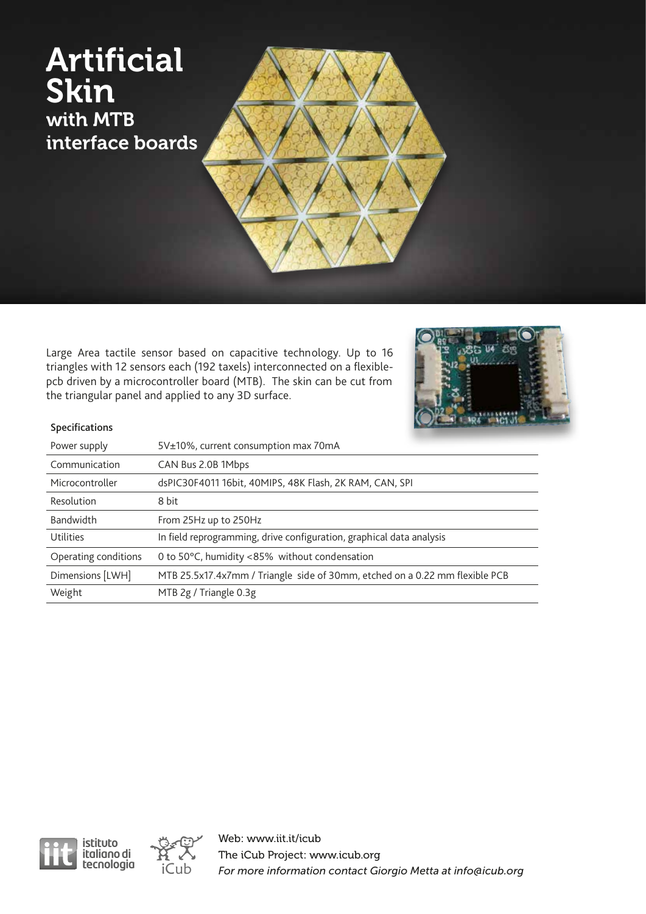# Artificial Skin
## with MTB interface boards

Large Area tactile sensor based on capacitive technology. Up to 16 triangles with 12 sensors each (192 taxels) interconnected on a flexible-pcb driven by a microcontroller board (MTB). The skin can be cut from the triangular panel and applied to any 3D surface.

### Specifications

| | |
|---|---|
| Power supply | 5V±10%, current consumption max 70mA |
| Communication | CAN Bus 2.0B 1Mbps |
| Microcontroller | dsPIC30F4011 16bit, 40MIPS, 48K Flash, 2K RAM, CAN, SPI |
| Resolution | 8 bit |
| Bandwidth | From 25Hz up to 250Hz |
| Utilities | In field reprogramming, drive configuration, graphical data analysis |
| Operating conditions | 0 to 50°C, humidity <85% without condensation |
| Dimensions [LWH] | MTB 25.5x17.4x7mm / Triangle side of 30mm, etched on a 0.22 mm flexible PCB |
| Weight | MTB 2g / Triangle 0.3g |

istituto italiano di tecnologia

iCub

Web: www.iit.it/icub
The iCub Project: www.icub.org
*For more information contact Giorgio Metta at info@icub.org*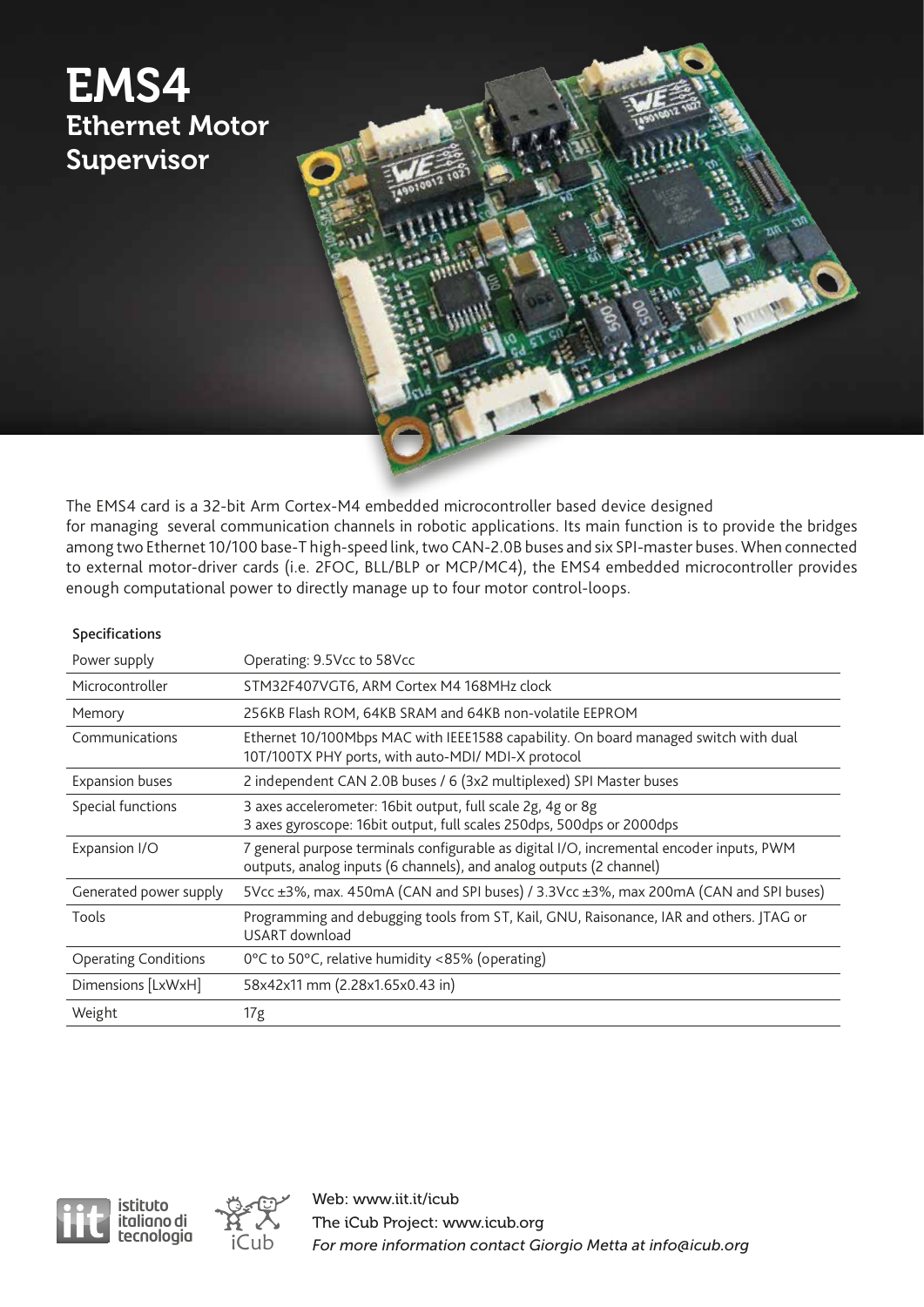# EMS4

## Ethernet Motor Supervisor

The EMS4 card is a 32-bit Arm Cortex-M4 embedded microcontroller based device designed for managing several communication channels in robotic applications. Its main function is to provide the bridges among two Ethernet 10/100 base-T high-speed link, two CAN-2.0B buses and six SPI-master buses. When connected to external motor-driver cards (i.e. 2FOC, BLL/BLP or MCP/MC4), the EMS4 embedded microcontroller provides enough computational power to directly manage up to four motor control-loops.

### Specifications

| | |
|---|---|
| Power supply | Operating: 9.5Vcc to 58Vcc |
| Microcontroller | STM32F407VGT6, ARM Cortex M4 168MHz clock |
| Memory | 256KB Flash ROM, 64KB SRAM and 64KB non-volatile EEPROM |
| Communications | Ethernet 10/100Mbps MAC with IEEE1588 capability. On board managed switch with dual 10T/100TX PHY ports, with auto-MDI/ MDI-X protocol |
| Expansion buses | 2 independent CAN 2.0B buses / 6 (3x2 multiplexed) SPI Master buses |
| Special functions | 3 axes accelerometer: 16bit output, full scale 2g, 4g or 8g<br>3 axes gyroscope: 16bit output, full scales 250dps, 500dps or 2000dps |
| Expansion I/O | 7 general purpose terminals configurable as digital I/O, incremental encoder inputs, PWM outputs, analog inputs (6 channels), and analog outputs (2 channel) |
| Generated power supply | 5Vcc ±3%, max. 450mA (CAN and SPI buses) / 3.3Vcc ±3%, max 200mA (CAN and SPI buses) |
| Tools | Programming and debugging tools from ST, Kail, GNU, Raisonance, IAR and others. JTAG or USART download |
| Operating Conditions | 0°C to 50°C, relative humidity <85% (operating) |
| Dimensions [LxWxH] | 58x42x11 mm (2.28x1.65x0.43 in) |
| Weight | 17g |

istituto italiano di tecnologia

iCub

Web: www.iit.it/icub
The iCub Project: www.icub.org
*For more information contact Giorgio Metta at info@icub.org*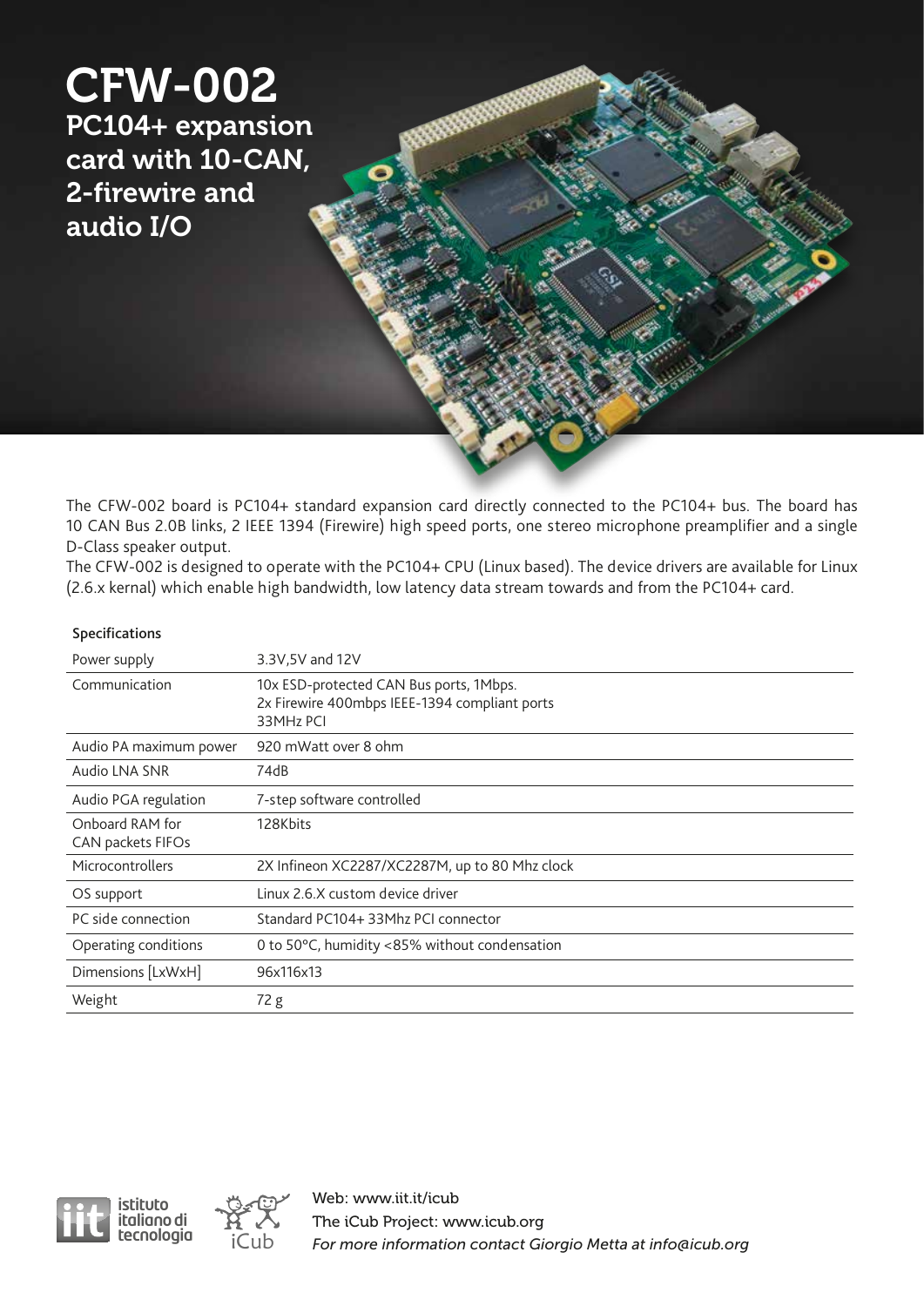# CFW-002

## PC104+ expansion card with 10-CAN, 2-firewire and audio I/O

The CFW-002 board is PC104+ standard expansion card directly connected to the PC104+ bus. The board has 10 CAN Bus 2.0B links, 2 IEEE 1394 (Firewire) high speed ports, one stereo microphone preamplifier and a single D-Class speaker output.

The CFW-002 is designed to operate with the PC104+ CPU (Linux based). The device drivers are available for Linux (2.6.x kernal) which enable high bandwidth, low latency data stream towards and from the PC104+ card.

### Specifications

| | |
|---|---|
| Power supply | 3.3V,5V and 12V |
| Communication | 10x ESD-protected CAN Bus ports, 1Mbps.<br>2x Firewire 400mbps IEEE-1394 compliant ports<br>33MHz PCI |
| Audio PA maximum power | 920 mWatt over 8 ohm |
| Audio LNA SNR | 74dB |
| Audio PGA regulation | 7-step software controlled |
| Onboard RAM for CAN packets FIFOs | 128Kbits |
| Microcontrollers | 2X Infineon XC2287/XC2287M, up to 80 Mhz clock |
| OS support | Linux 2.6.X custom device driver |
| PC side connection | Standard PC104+ 33Mhz PCI connector |
| Operating conditions | 0 to 50°C, humidity <85% without condensation |
| Dimensions [LxWxH] | 96x116x13 |
| Weight | 72 g |

iit istituto italiano di tecnologia

iCub

Web: www.iit.it/icub
The iCub Project: www.icub.org
*For more information contact Giorgio Metta at info@icub.org*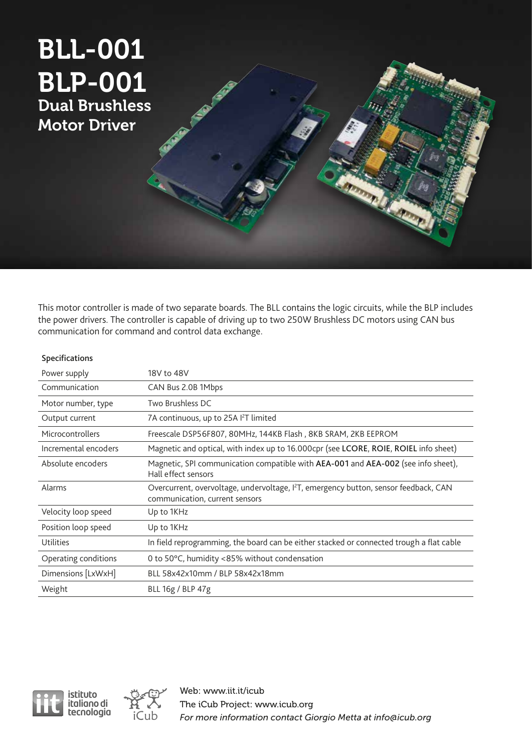# BLL-001
# BLP-001
## Dual Brushless Motor Driver

This motor controller is made of two separate boards. The BLL contains the logic circuits, while the BLP includes the power drivers. The controller is capable of driving up to two 250W Brushless DC motors using CAN bus communication for command and control data exchange.

| Specifications | |
|---|---|
| Power supply | 18V to 48V |
| Communication | CAN Bus 2.0B 1Mbps |
| Motor number, type | Two Brushless DC |
| Output current | 7A continuous, up to 25A $I^2T$ limited |
| Microcontrollers | Freescale DSP56F807, 80MHz, 144KB Flash , 8KB SRAM, 2KB EEPROM |
| Incremental encoders | Magnetic and optical, with index up to 16.000cpr (see **LCORE**, **ROIE**, **ROIEL** info sheet) |
| Absolute encoders | Magnetic, SPI communication compatible with **AEA-001** and **AEA-002** (see info sheet), Hall effect sensors |
| Alarms | Overcurrent, overvoltage, undervoltage, $I^2T$, emergency button, sensor feedback, CAN communication, current sensors |
| Velocity loop speed | Up to 1KHz |
| Position loop speed | Up to 1KHz |
| Utilities | In field reprogramming, the board can be either stacked or connected trough a flat cable |
| Operating conditions | 0 to 50°C, humidity <85% without condensation |
| Dimensions [LxWxH] | BLL 58x42x10mm / BLP 58x42x18mm |
| Weight | BLL 16g / BLP 47g |

istituto italiano di tecnologia

iCub

Web: www.iit.it/icub
The iCub Project: www.icub.org
*For more information contact Giorgio Metta at info@icub.org*